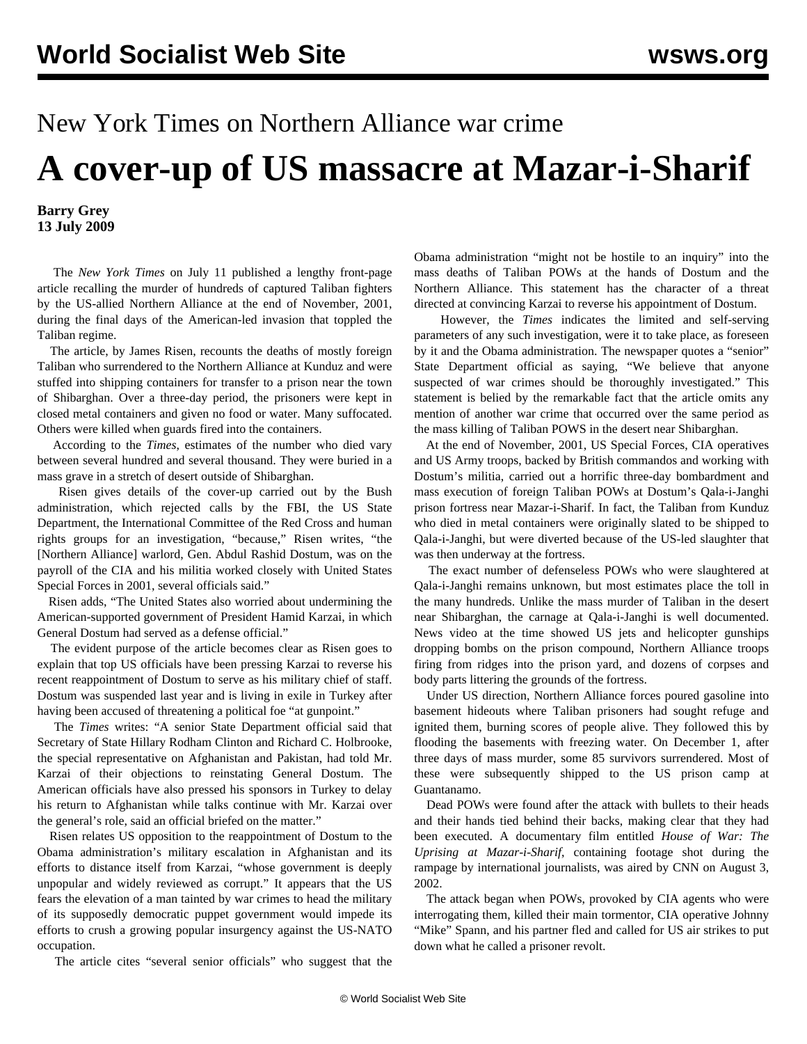# New York Times on Northern Alliance war crime

# A cover-up of US massacre at Mazar-i-Sharif

**Barry Grey**
**13 July 2009**

The *New York Times* on July 11 published a lengthy front-page article recalling the murder of hundreds of captured Taliban fighters by the US-allied Northern Alliance at the end of November, 2001, during the final days of the American-led invasion that toppled the Taliban regime.

The article, by James Risen, recounts the deaths of mostly foreign Taliban who surrendered to the Northern Alliance at Kunduz and were stuffed into shipping containers for transfer to a prison near the town of Shibarghan. Over a three-day period, the prisoners were kept in closed metal containers and given no food or water. Many suffocated. Others were killed when guards fired into the containers.

According to the *Times*, estimates of the number who died vary between several hundred and several thousand. They were buried in a mass grave in a stretch of desert outside of Shibarghan.

Risen gives details of the cover-up carried out by the Bush administration, which rejected calls by the FBI, the US State Department, the International Committee of the Red Cross and human rights groups for an investigation, "because," Risen writes, "the [Northern Alliance] warlord, Gen. Abdul Rashid Dostum, was on the payroll of the CIA and his militia worked closely with United States Special Forces in 2001, several officials said."

Risen adds, "The United States also worried about undermining the American-supported government of President Hamid Karzai, in which General Dostum had served as a defense official."

The evident purpose of the article becomes clear as Risen goes to explain that top US officials have been pressing Karzai to reverse his recent reappointment of Dostum to serve as his military chief of staff. Dostum was suspended last year and is living in exile in Turkey after having been accused of threatening a political foe "at gunpoint."

The *Times* writes: "A senior State Department official said that Secretary of State Hillary Rodham Clinton and Richard C. Holbrooke, the special representative on Afghanistan and Pakistan, had told Mr. Karzai of their objections to reinstating General Dostum. The American officials have also pressed his sponsors in Turkey to delay his return to Afghanistan while talks continue with Mr. Karzai over the general's role, said an official briefed on the matter."

Risen relates US opposition to the reappointment of Dostum to the Obama administration's military escalation in Afghanistan and its efforts to distance itself from Karzai, "whose government is deeply unpopular and widely reviewed as corrupt." It appears that the US fears the elevation of a man tainted by war crimes to head the military of its supposedly democratic puppet government would impede its efforts to crush a growing popular insurgency against the US-NATO occupation.

The article cites "several senior officials" who suggest that the Obama administration "might not be hostile to an inquiry" into the mass deaths of Taliban POWs at the hands of Dostum and the Northern Alliance. This statement has the character of a threat directed at convincing Karzai to reverse his appointment of Dostum.

However, the *Times* indicates the limited and self-serving parameters of any such investigation, were it to take place, as foreseen by it and the Obama administration. The newspaper quotes a "senior" State Department official as saying, "We believe that anyone suspected of war crimes should be thoroughly investigated." This statement is belied by the remarkable fact that the article omits any mention of another war crime that occurred over the same period as the mass killing of Taliban POWS in the desert near Shibarghan.

At the end of November, 2001, US Special Forces, CIA operatives and US Army troops, backed by British commandos and working with Dostum's militia, carried out a horrific three-day bombardment and mass execution of foreign Taliban POWs at Dostum's Qala-i-Janghi prison fortress near Mazar-i-Sharif. In fact, the Taliban from Kunduz who died in metal containers were originally slated to be shipped to Qala-i-Janghi, but were diverted because of the US-led slaughter that was then underway at the fortress.

The exact number of defenseless POWs who were slaughtered at Qala-i-Janghi remains unknown, but most estimates place the toll in the many hundreds. Unlike the mass murder of Taliban in the desert near Shibarghan, the carnage at Qala-i-Janghi is well documented. News video at the time showed US jets and helicopter gunships dropping bombs on the prison compound, Northern Alliance troops firing from ridges into the prison yard, and dozens of corpses and body parts littering the grounds of the fortress.

Under US direction, Northern Alliance forces poured gasoline into basement hideouts where Taliban prisoners had sought refuge and ignited them, burning scores of people alive. They followed this by flooding the basements with freezing water. On December 1, after three days of mass murder, some 85 survivors surrendered. Most of these were subsequently shipped to the US prison camp at Guantanamo.

Dead POWs were found after the attack with bullets to their heads and their hands tied behind their backs, making clear that they had been executed. A documentary film entitled *House of War: The Uprising at Mazar-i-Sharif*, containing footage shot during the rampage by international journalists, was aired by CNN on August 3, 2002.

The attack began when POWs, provoked by CIA agents who were interrogating them, killed their main tormentor, CIA operative Johnny "Mike" Spann, and his partner fled and called for US air strikes to put down what he called a prisoner revolt.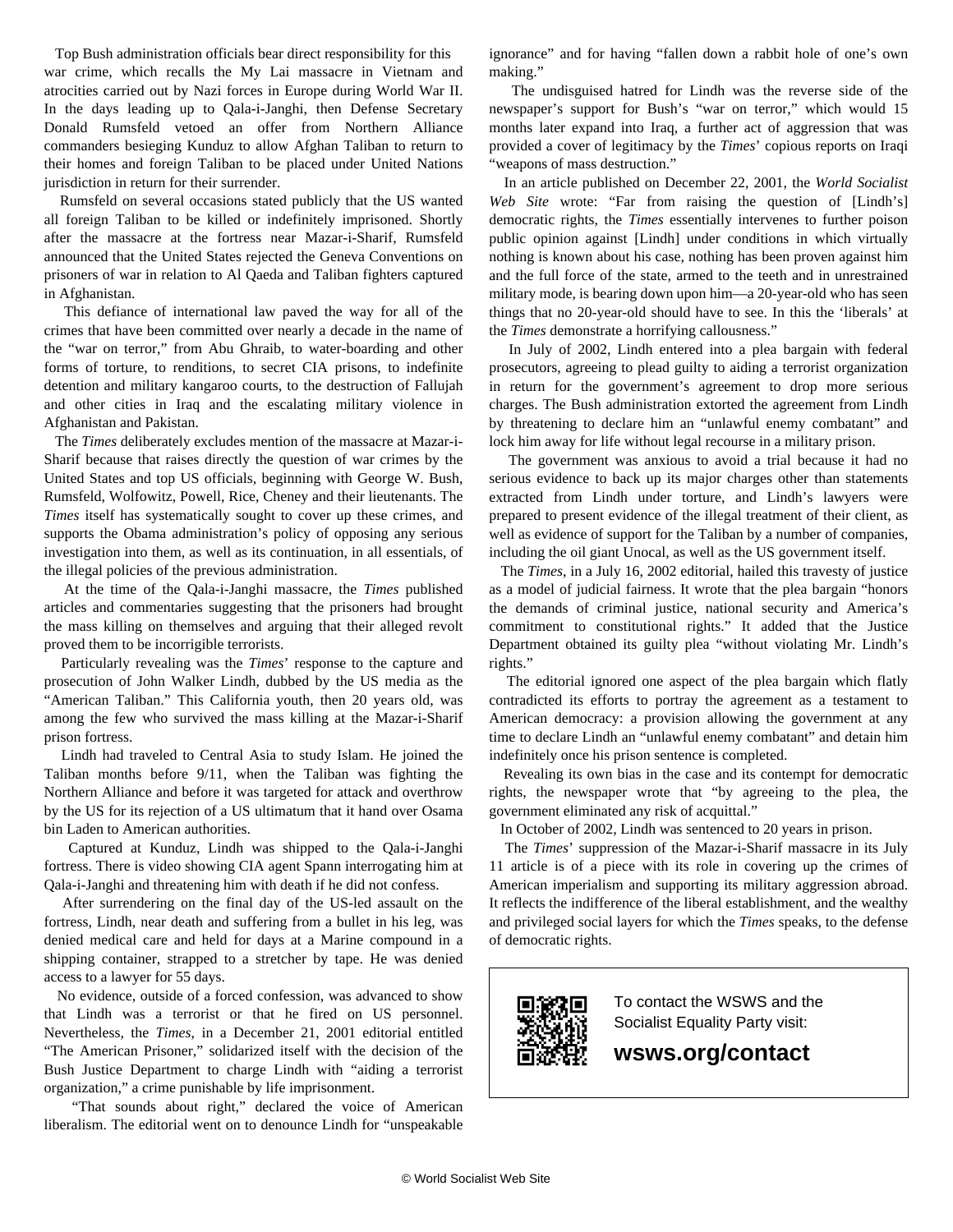Top Bush administration officials bear direct responsibility for this war crime, which recalls the My Lai massacre in Vietnam and atrocities carried out by Nazi forces in Europe during World War II. In the days leading up to Qala-i-Janghi, then Defense Secretary Donald Rumsfeld vetoed an offer from Northern Alliance commanders besieging Kunduz to allow Afghan Taliban to return to their homes and foreign Taliban to be placed under United Nations jurisdiction in return for their surrender.

Rumsfeld on several occasions stated publicly that the US wanted all foreign Taliban to be killed or indefinitely imprisoned. Shortly after the massacre at the fortress near Mazar-i-Sharif, Rumsfeld announced that the United States rejected the Geneva Conventions on prisoners of war in relation to Al Qaeda and Taliban fighters captured in Afghanistan.

This defiance of international law paved the way for all of the crimes that have been committed over nearly a decade in the name of the "war on terror," from Abu Ghraib, to water-boarding and other forms of torture, to renditions, to secret CIA prisons, to indefinite detention and military kangaroo courts, to the destruction of Fallujah and other cities in Iraq and the escalating military violence in Afghanistan and Pakistan.

The *Times* deliberately excludes mention of the massacre at Mazar-i-Sharif because that raises directly the question of war crimes by the United States and top US officials, beginning with George W. Bush, Rumsfeld, Wolfowitz, Powell, Rice, Cheney and their lieutenants. The *Times* itself has systematically sought to cover up these crimes, and supports the Obama administration's policy of opposing any serious investigation into them, as well as its continuation, in all essentials, of the illegal policies of the previous administration.

At the time of the Qala-i-Janghi massacre, the *Times* published articles and commentaries suggesting that the prisoners had brought the mass killing on themselves and arguing that their alleged revolt proved them to be incorrigible terrorists.

Particularly revealing was the *Times*' response to the capture and prosecution of John Walker Lindh, dubbed by the US media as the "American Taliban." This California youth, then 20 years old, was among the few who survived the mass killing at the Mazar-i-Sharif prison fortress.

Lindh had traveled to Central Asia to study Islam. He joined the Taliban months before 9/11, when the Taliban was fighting the Northern Alliance and before it was targeted for attack and overthrow by the US for its rejection of a US ultimatum that it hand over Osama bin Laden to American authorities.

Captured at Kunduz, Lindh was shipped to the Qala-i-Janghi fortress. There is video showing CIA agent Spann interrogating him at Qala-i-Janghi and threatening him with death if he did not confess.

After surrendering on the final day of the US-led assault on the fortress, Lindh, near death and suffering from a bullet in his leg, was denied medical care and held for days at a Marine compound in a shipping container, strapped to a stretcher by tape. He was denied access to a lawyer for 55 days.

No evidence, outside of a forced confession, was advanced to show that Lindh was a terrorist or that he fired on US personnel. Nevertheless, the *Times*, in a December 21, 2001 editorial entitled "The American Prisoner," solidarized itself with the decision of the Bush Justice Department to charge Lindh with "aiding a terrorist organization," a crime punishable by life imprisonment.

"That sounds about right," declared the voice of American liberalism. The editorial went on to denounce Lindh for "unspeakable ignorance" and for having "fallen down a rabbit hole of one's own making."

The undisguised hatred for Lindh was the reverse side of the newspaper's support for Bush's "war on terror," which would 15 months later expand into Iraq, a further act of aggression that was provided a cover of legitimacy by the *Times*' copious reports on Iraqi "weapons of mass destruction."

In an article published on December 22, 2001, the *World Socialist Web Site* wrote: "Far from raising the question of [Lindh's] democratic rights, the *Times* essentially intervenes to further poison public opinion against [Lindh] under conditions in which virtually nothing is known about his case, nothing has been proven against him and the full force of the state, armed to the teeth and in unrestrained military mode, is bearing down upon him—a 20-year-old who has seen things that no 20-year-old should have to see. In this the 'liberals' at the *Times* demonstrate a horrifying callousness."

In July of 2002, Lindh entered into a plea bargain with federal prosecutors, agreeing to plead guilty to aiding a terrorist organization in return for the government's agreement to drop more serious charges. The Bush administration extorted the agreement from Lindh by threatening to declare him an "unlawful enemy combatant" and lock him away for life without legal recourse in a military prison.

The government was anxious to avoid a trial because it had no serious evidence to back up its major charges other than statements extracted from Lindh under torture, and Lindh's lawyers were prepared to present evidence of the illegal treatment of their client, as well as evidence of support for the Taliban by a number of companies, including the oil giant Unocal, as well as the US government itself.

The *Times*, in a July 16, 2002 editorial, hailed this travesty of justice as a model of judicial fairness. It wrote that the plea bargain "honors the demands of criminal justice, national security and America's commitment to constitutional rights." It added that the Justice Department obtained its guilty plea "without violating Mr. Lindh's rights."

The editorial ignored one aspect of the plea bargain which flatly contradicted its efforts to portray the agreement as a testament to American democracy: a provision allowing the government at any time to declare Lindh an "unlawful enemy combatant" and detain him indefinitely once his prison sentence is completed.

Revealing its own bias in the case and its contempt for democratic rights, the newspaper wrote that "by agreeing to the plea, the government eliminated any risk of acquittal."

In October of 2002, Lindh was sentenced to 20 years in prison.

The *Times*' suppression of the Mazar-i-Sharif massacre in its July 11 article is of a piece with its role in covering up the crimes of American imperialism and supporting its military aggression abroad. It reflects the indifference of the liberal establishment, and the wealthy and privileged social layers for which the *Times* speaks, to the defense of democratic rights.

To contact the WSWS and the Socialist Equality Party visit:

**wsws.org/contact**